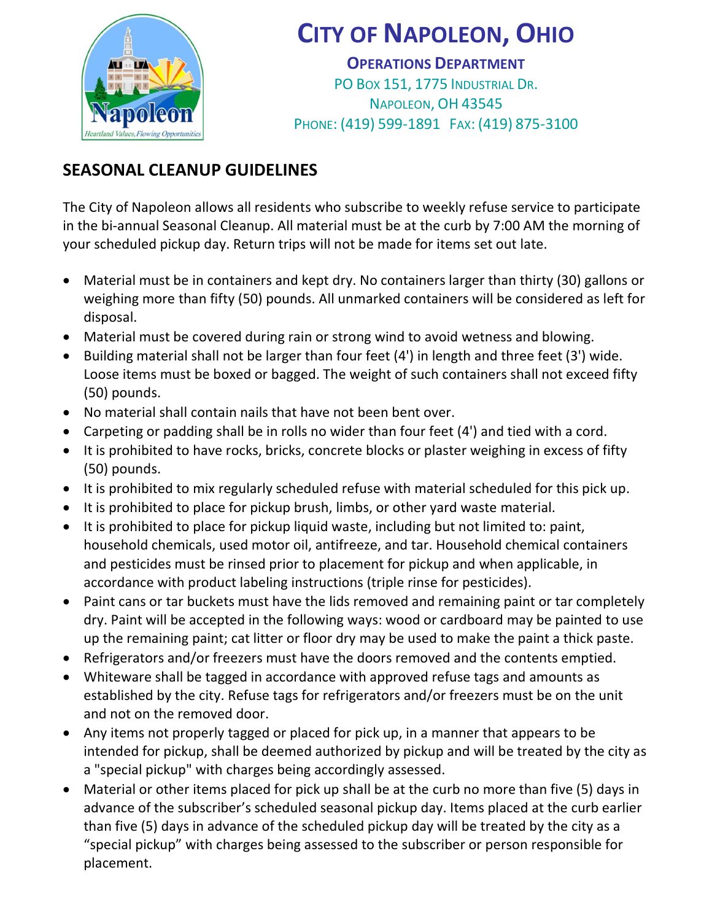# City of Napoleon, Ohio

**Operations Department**

PO Box 151, 1775 Industrial Dr.
Napoleon, OH 43545
Phone: (419) 599-1891 Fax: (419) 875-3100

## SEASONAL CLEANUP GUIDELINES

The City of Napoleon allows all residents who subscribe to weekly refuse service to participate in the bi-annual Seasonal Cleanup. All material must be at the curb by 7:00 AM the morning of your scheduled pickup day. Return trips will not be made for items set out late.

- Material must be in containers and kept dry. No containers larger than thirty (30) gallons or weighing more than fifty (50) pounds. All unmarked containers will be considered as left for disposal.
- Material must be covered during rain or strong wind to avoid wetness and blowing.
- Building material shall not be larger than four feet (4') in length and three feet (3') wide. Loose items must be boxed or bagged. The weight of such containers shall not exceed fifty (50) pounds.
- No material shall contain nails that have not been bent over.
- Carpeting or padding shall be in rolls no wider than four feet (4') and tied with a cord.
- It is prohibited to have rocks, bricks, concrete blocks or plaster weighing in excess of fifty (50) pounds.
- It is prohibited to mix regularly scheduled refuse with material scheduled for this pick up.
- It is prohibited to place for pickup brush, limbs, or other yard waste material.
- It is prohibited to place for pickup liquid waste, including but not limited to: paint, household chemicals, used motor oil, antifreeze, and tar. Household chemical containers and pesticides must be rinsed prior to placement for pickup and when applicable, in accordance with product labeling instructions (triple rinse for pesticides).
- Paint cans or tar buckets must have the lids removed and remaining paint or tar completely dry. Paint will be accepted in the following ways: wood or cardboard may be painted to use up the remaining paint; cat litter or floor dry may be used to make the paint a thick paste.
- Refrigerators and/or freezers must have the doors removed and the contents emptied.
- Whiteware shall be tagged in accordance with approved refuse tags and amounts as established by the city. Refuse tags for refrigerators and/or freezers must be on the unit and not on the removed door.
- Any items not properly tagged or placed for pick up, in a manner that appears to be intended for pickup, shall be deemed authorized by pickup and will be treated by the city as a "special pickup" with charges being accordingly assessed.
- Material or other items placed for pick up shall be at the curb no more than five (5) days in advance of the subscriber's scheduled seasonal pickup day. Items placed at the curb earlier than five (5) days in advance of the scheduled pickup day will be treated by the city as a "special pickup" with charges being assessed to the subscriber or person responsible for placement.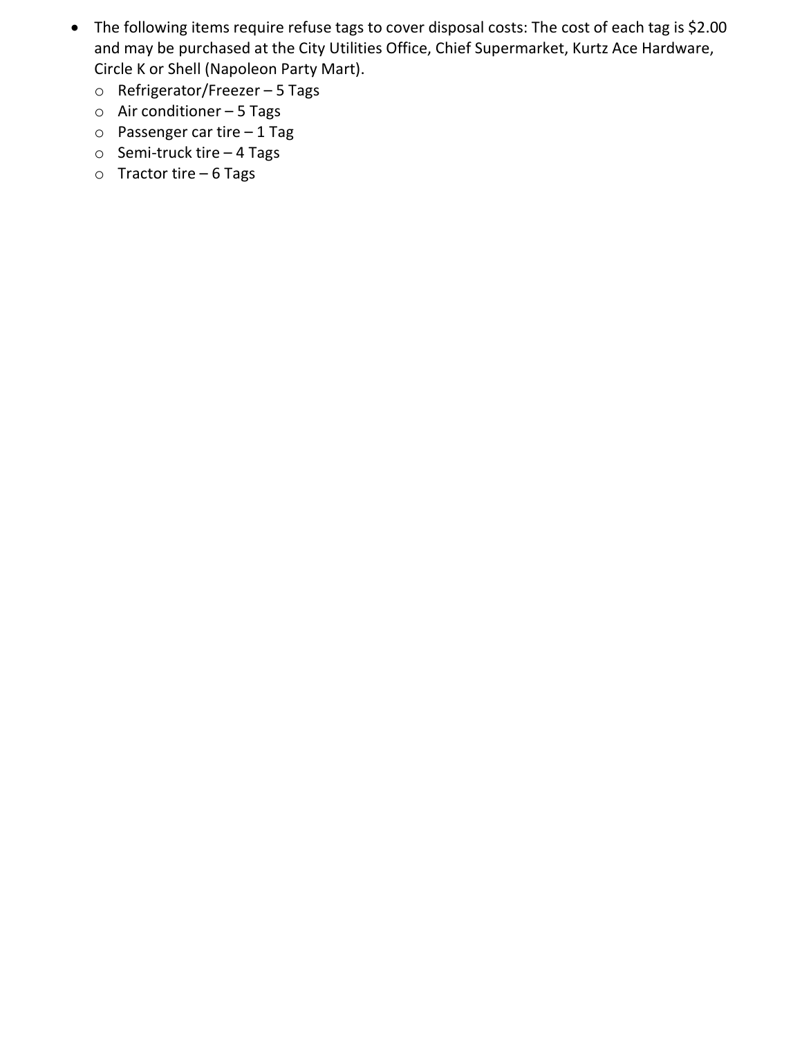- The following items require refuse tags to cover disposal costs: The cost of each tag is $2.00 and may be purchased at the City Utilities Office, Chief Supermarket, Kurtz Ace Hardware, Circle K or Shell (Napoleon Party Mart).
  - Refrigerator/Freezer – 5 Tags
  - Air conditioner – 5 Tags
  - Passenger car tire – 1 Tag
  - Semi-truck tire – 4 Tags
  - Tractor tire – 6 Tags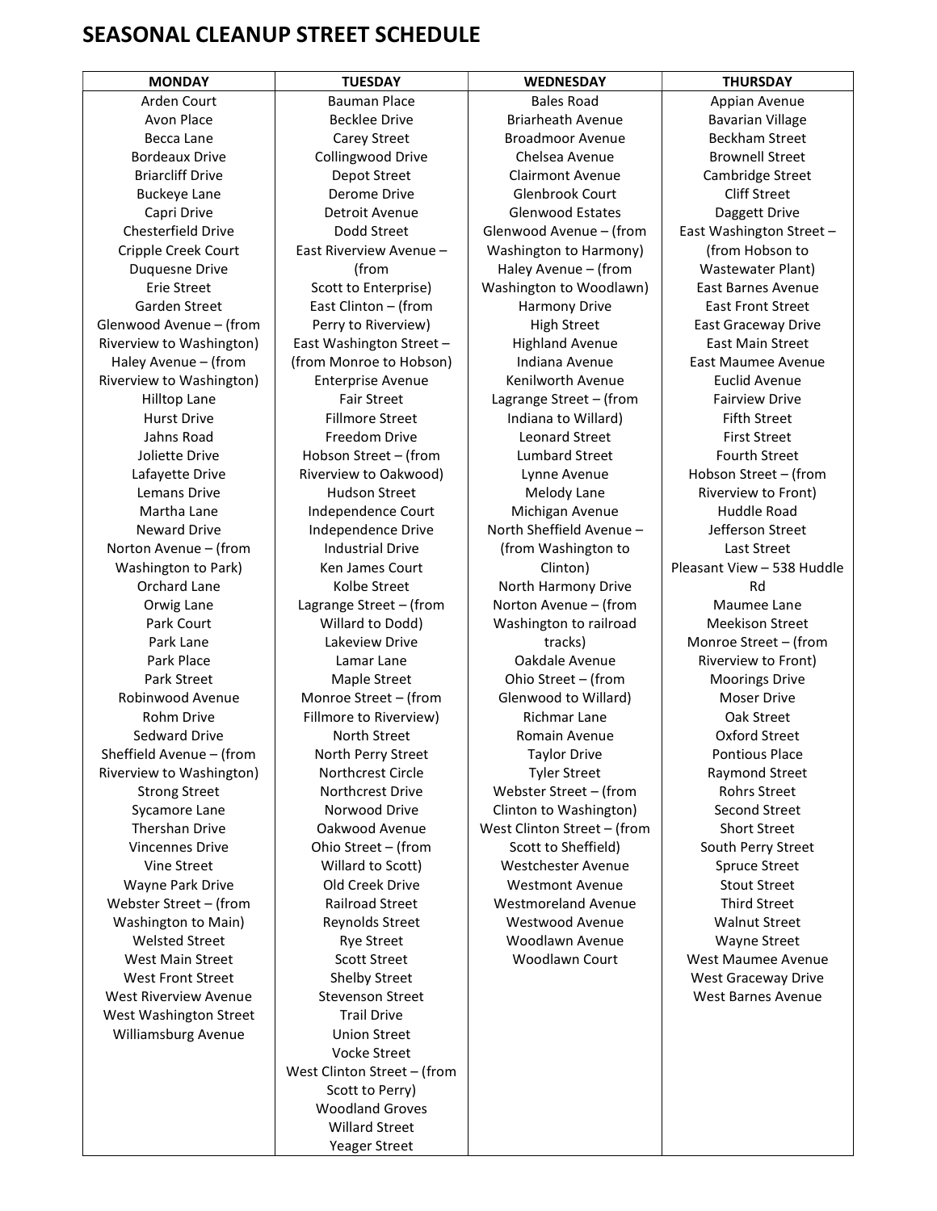# SEASONAL CLEANUP STREET SCHEDULE

| MONDAY | TUESDAY | WEDNESDAY | THURSDAY |
|---|---|---|---|
| Arden Court | Bauman Place | Bales Road | Appian Avenue |
| Avon Place | Becklee Drive | Briarheath Avenue | Bavarian Village |
| Becca Lane | Carey Street | Broadmoor Avenue | Beckham Street |
| Bordeaux Drive | Collingwood Drive | Chelsea Avenue | Brownell Street |
| Briarcliff Drive | Depot Street | Clairmont Avenue | Cambridge Street |
| Buckeye Lane | Derome Drive | Glenbrook Court | Cliff Street |
| Capri Drive | Detroit Avenue | Glenwood Estates | Daggett Drive |
| Chesterfield Drive | Dodd Street | Glenwood Avenue – (from Washington to Harmony) | East Washington Street – (from Hobson to Wastewater Plant) |
| Cripple Creek Court | East Riverview Avenue – (from Scott to Enterprise) | Haley Avenue – (from Washington to Woodlawn) | East Barnes Avenue |
| Duquesne Drive | East Clinton – (from Perry to Riverview) | Harmony Drive | East Front Street |
| Erie Street | East Washington Street – (from Monroe to Hobson) | High Street | East Graceway Drive |
| Garden Street | Enterprise Avenue | Highland Avenue | East Main Street |
| Glenwood Avenue – (from Riverview to Washington) | Fair Street | Indiana Avenue | East Maumee Avenue |
| Haley Avenue – (from Riverview to Washington) | Fillmore Street | Kenilworth Avenue | Euclid Avenue |
| Hilltop Lane | Freedom Drive | Lagrange Street – (from Indiana to Willard) | Fairview Drive |
| Hurst Drive | Hobson Street – (from Riverview to Oakwood) | Leonard Street | Fifth Street |
| Jahns Road | Hudson Street | Lumbard Street | First Street |
| Joliette Drive | Independence Court | Lynne Avenue | Fourth Street |
| Lafayette Drive | Independence Drive | Melody Lane | Hobson Street – (from Riverview to Front) |
| Lemans Drive | Industrial Drive | Michigan Avenue | Huddle Road |
| Martha Lane | Ken James Court | North Sheffield Avenue – (from Washington to Clinton) | Jefferson Street |
| Neward Drive | Kolbe Street | North Harmony Drive | Last Street |
| Norton Avenue – (from Washington to Park) | Lagrange Street – (from Willard to Dodd) | Norton Avenue – (from Washington to railroad tracks) | Pleasant View – 538 Huddle Rd |
| Orchard Lane | Lakeview Drive | Oakdale Avenue | Maumee Lane |
| Orwig Lane | Lamar Lane | Ohio Street – (from Glenwood to Willard) | Meekison Street |
| Park Court | Maple Street | Richmar Lane | Monroe Street – (from Riverview to Front) |
| Park Lane | Monroe Street – (from Fillmore to Riverview) | Romain Avenue | Moorings Drive |
| Park Place | North Street | Taylor Drive | Moser Drive |
| Park Street | North Perry Street | Tyler Street | Oak Street |
| Robinwood Avenue | Northcrest Circle | Webster Street – (from Clinton to Washington) | Oxford Street |
| Rohm Drive | Northcrest Drive | West Clinton Street – (from Scott to Sheffield) | Pontious Place |
| Sedward Drive | Norwood Drive | Westchester Avenue | Raymond Street |
| Sheffield Avenue – (from Riverview to Washington) | Oakwood Avenue | Westmont Avenue | Rohrs Street |
| Strong Street | Ohio Street – (from Willard to Scott) | Westmoreland Avenue | Second Street |
| Sycamore Lane | Old Creek Drive | Westwood Avenue | Short Street |
| Thershan Drive | Railroad Street | Woodlawn Avenue | South Perry Street |
| Vincennes Drive | Reynolds Street | Woodlawn Court | Spruce Street |
| Vine Street | Rye Street | | Stout Street |
| Wayne Park Drive | Scott Street | | Third Street |
| Webster Street – (from Washington to Main) | Shelby Street | | Walnut Street |
| Welsted Street | Stevenson Street | | Wayne Street |
| West Main Street | Trail Drive | | West Maumee Avenue |
| West Front Street | Union Street | | West Graceway Drive |
| West Riverview Avenue | Vocke Street | | West Barnes Avenue |
| West Washington Street | West Clinton Street – (from Scott to Perry) | | |
| Williamsburg Avenue | Woodland Groves | | |
| | Willard Street | | |
| | Yeager Street | | |